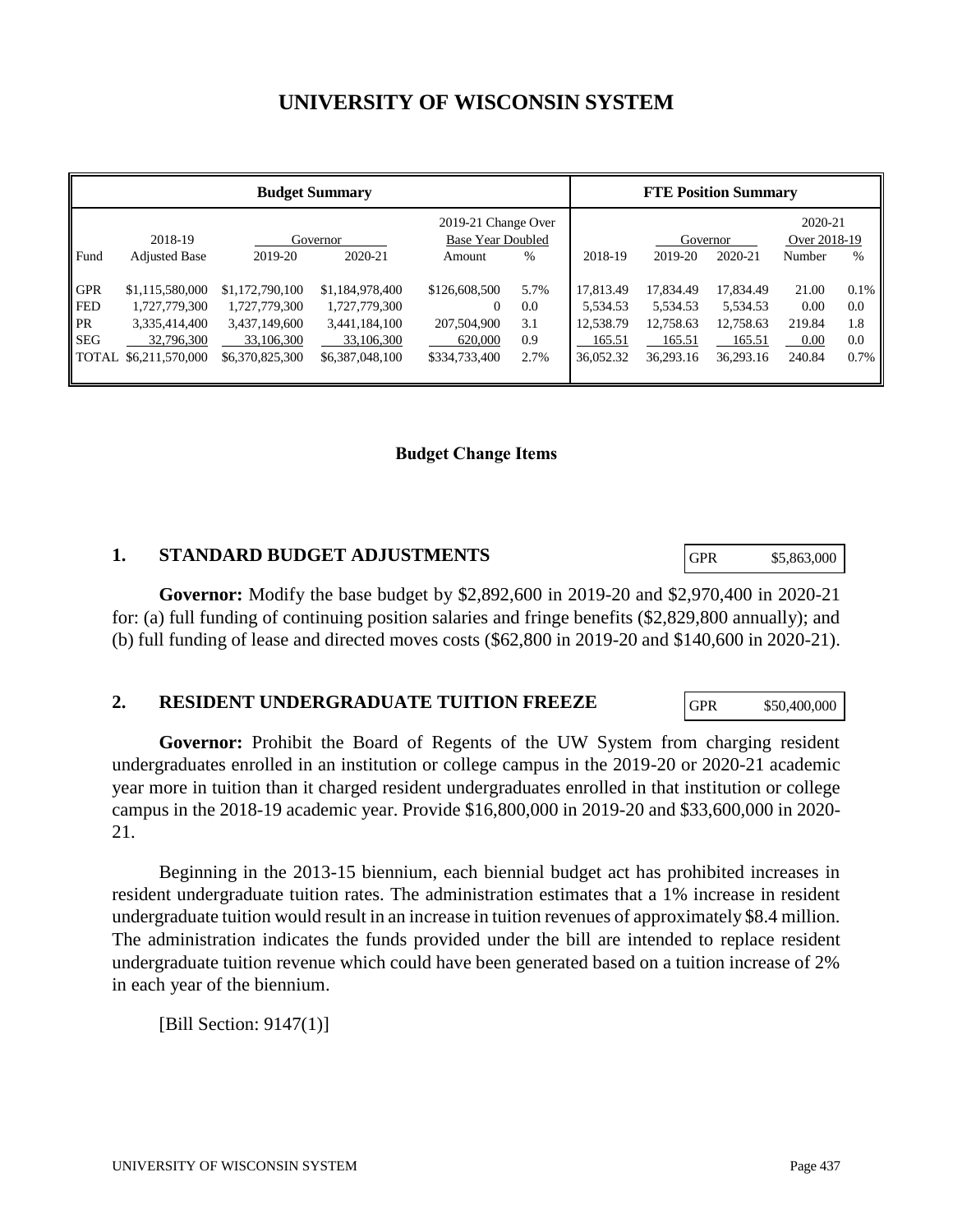# UNIVERSITY OF WISCONSIN SYSTEM

| Budget Summary | | | | | | FTE Position Summary | | | | |
|---|---|---|---|---|---|---|---|---|---|---|
| | 2018-19 | Governor | | 2019-21 Change Over Base Year Doubled | | | Governor | | 2020-21 Over 2018-19 | |
| Fund | Adjusted Base | 2019-20 | 2020-21 | Amount | % | 2018-19 | 2019-20 | 2020-21 | Number | % |
| GPR | $1,115,580,000 | $1,172,790,100 | $1,184,978,400 | $126,608,500 | 5.7% | 17,813.49 | 17,834.49 | 17,834.49 | 21.00 | 0.1% |
| FED | 1,727,779,300 | 1,727,779,300 | 1,727,779,300 | 0 | 0.0 | 5,534.53 | 5,534.53 | 5,534.53 | 0.00 | 0.0 |
| PR | 3,335,414,400 | 3,437,149,600 | 3,441,184,100 | 207,504,900 | 3.1 | 12,538.79 | 12,758.63 | 12,758.63 | 219.84 | 1.8 |
| SEG | 32,796,300 | 33,106,300 | 33,106,300 | 620,000 | 0.9 | 165.51 | 165.51 | 165.51 | 0.00 | 0.0 |
| TOTAL | $6,211,570,000 | $6,370,825,300 | $6,387,048,100 | $334,733,400 | 2.7% | 36,052.32 | 36,293.16 | 36,293.16 | 240.84 | 0.7% |

### Budget Change Items

## 1. STANDARD BUDGET ADJUSTMENTS

| GPR | $5,863,000 |
|---|---|

**Governor:** Modify the base budget by $2,892,600 in 2019-20 and $2,970,400 in 2020-21 for: (a) full funding of continuing position salaries and fringe benefits ($2,829,800 annually); and (b) full funding of lease and directed moves costs ($62,800 in 2019-20 and $140,600 in 2020-21).

## 2. RESIDENT UNDERGRADUATE TUITION FREEZE

| GPR | $50,400,000 |
|---|---|

**Governor:** Prohibit the Board of Regents of the UW System from charging resident undergraduates enrolled in an institution or college campus in the 2019-20 or 2020-21 academic year more in tuition than it charged resident undergraduates enrolled in that institution or college campus in the 2018-19 academic year. Provide $16,800,000 in 2019-20 and $33,600,000 in 2020-21.

Beginning in the 2013-15 biennium, each biennial budget act has prohibited increases in resident undergraduate tuition rates. The administration estimates that a 1% increase in resident undergraduate tuition would result in an increase in tuition revenues of approximately $8.4 million. The administration indicates the funds provided under the bill are intended to replace resident undergraduate tuition revenue which could have been generated based on a tuition increase of 2% in each year of the biennium.

[Bill Section: 9147(1)]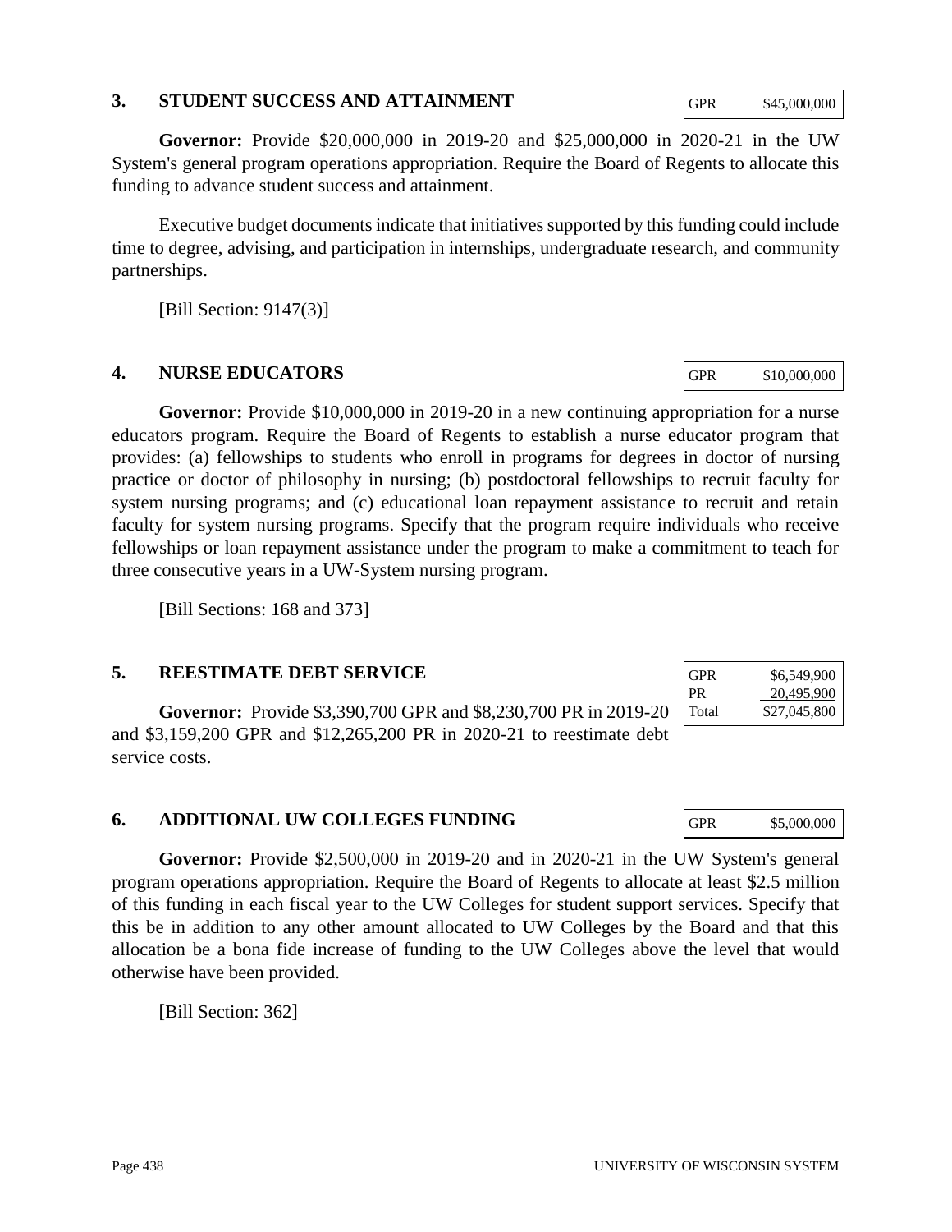## 3. STUDENT SUCCESS AND ATTAINMENT

| GPR | $45,000,000 |
|---|---|

**Governor:** Provide $20,000,000 in 2019-20 and $25,000,000 in 2020-21 in the UW System's general program operations appropriation. Require the Board of Regents to allocate this funding to advance student success and attainment.

Executive budget documents indicate that initiatives supported by this funding could include time to degree, advising, and participation in internships, undergraduate research, and community partnerships.

[Bill Section: 9147(3)]

## 4. NURSE EDUCATORS

| GPR | $10,000,000 |
|---|---|

**Governor:** Provide $10,000,000 in 2019-20 in a new continuing appropriation for a nurse educators program. Require the Board of Regents to establish a nurse educator program that provides: (a) fellowships to students who enroll in programs for degrees in doctor of nursing practice or doctor of philosophy in nursing; (b) postdoctoral fellowships to recruit faculty for system nursing programs; and (c) educational loan repayment assistance to recruit and retain faculty for system nursing programs. Specify that the program require individuals who receive fellowships or loan repayment assistance under the program to make a commitment to teach for three consecutive years in a UW-System nursing program.

[Bill Sections: 168 and 373]

## 5. REESTIMATE DEBT SERVICE

| GPR | $6,549,900 |
|---|---|
| PR | 20,495,900 |
| Total | $27,045,800 |

**Governor:** Provide $3,390,700 GPR and $8,230,700 PR in 2019-20 and $3,159,200 GPR and $12,265,200 PR in 2020-21 to reestimate debt service costs.

## 6. ADDITIONAL UW COLLEGES FUNDING

| GPR | $5,000,000 |
|---|---|

**Governor:** Provide $2,500,000 in 2019-20 and in 2020-21 in the UW System's general program operations appropriation. Require the Board of Regents to allocate at least $2.5 million of this funding in each fiscal year to the UW Colleges for student support services. Specify that this be in addition to any other amount allocated to UW Colleges by the Board and that this allocation be a bona fide increase of funding to the UW Colleges above the level that would otherwise have been provided.

[Bill Section: 362]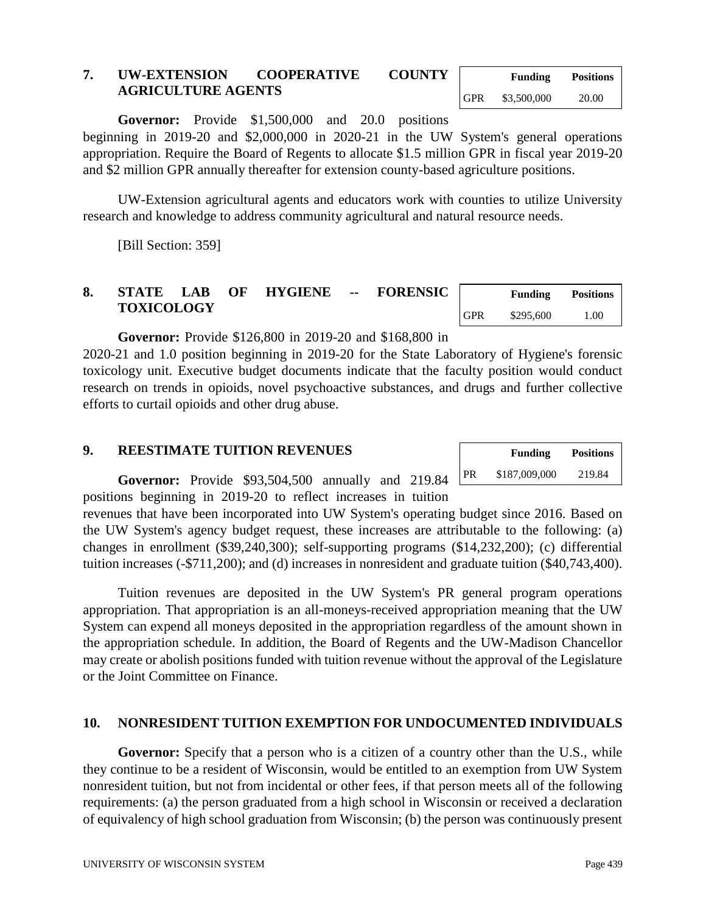## 7. UW-EXTENSION COOPERATIVE COUNTY AGRICULTURE AGENTS

| | Funding | Positions |
|---|---|---|
| GPR | $3,500,000 | 20.00 |

**Governor:** Provide $1,500,000 and 20.0 positions beginning in 2019-20 and $2,000,000 in 2020-21 in the UW System's general operations appropriation. Require the Board of Regents to allocate $1.5 million GPR in fiscal year 2019-20 and $2 million GPR annually thereafter for extension county-based agriculture positions.

UW-Extension agricultural agents and educators work with counties to utilize University research and knowledge to address community agricultural and natural resource needs.

[Bill Section: 359]

## 8. STATE LAB OF HYGIENE -- FORENSIC TOXICOLOGY

| | Funding | Positions |
|---|---|---|
| GPR | $295,600 | 1.00 |

**Governor:** Provide $126,800 in 2019-20 and $168,800 in 2020-21 and 1.0 position beginning in 2019-20 for the State Laboratory of Hygiene's forensic toxicology unit. Executive budget documents indicate that the faculty position would conduct research on trends in opioids, novel psychoactive substances, and drugs and further collective efforts to curtail opioids and other drug abuse.

## 9. REESTIMATE TUITION REVENUES

| | Funding | Positions |
|---|---|---|
| PR | $187,009,000 | 219.84 |

**Governor:** Provide $93,504,500 annually and 219.84 positions beginning in 2019-20 to reflect increases in tuition revenues that have been incorporated into UW System's operating budget since 2016. Based on the UW System's agency budget request, these increases are attributable to the following: (a) changes in enrollment ($39,240,300); self-supporting programs ($14,232,200); (c) differential tuition increases (-$711,200); and (d) increases in nonresident and graduate tuition ($40,743,400).

Tuition revenues are deposited in the UW System's PR general program operations appropriation. That appropriation is an all-moneys-received appropriation meaning that the UW System can expend all moneys deposited in the appropriation regardless of the amount shown in the appropriation schedule. In addition, the Board of Regents and the UW-Madison Chancellor may create or abolish positions funded with tuition revenue without the approval of the Legislature or the Joint Committee on Finance.

## 10. NONRESIDENT TUITION EXEMPTION FOR UNDOCUMENTED INDIVIDUALS

**Governor:** Specify that a person who is a citizen of a country other than the U.S., while they continue to be a resident of Wisconsin, would be entitled to an exemption from UW System nonresident tuition, but not from incidental or other fees, if that person meets all of the following requirements: (a) the person graduated from a high school in Wisconsin or received a declaration of equivalency of high school graduation from Wisconsin; (b) the person was continuously present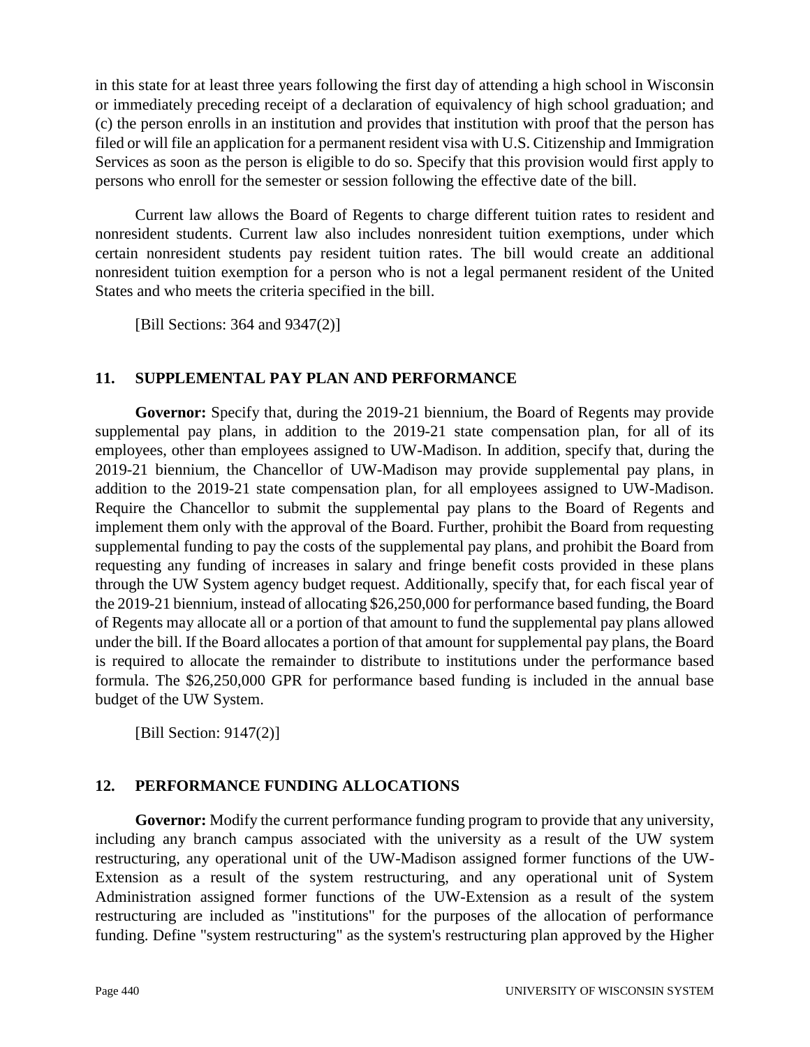in this state for at least three years following the first day of attending a high school in Wisconsin or immediately preceding receipt of a declaration of equivalency of high school graduation; and (c) the person enrolls in an institution and provides that institution with proof that the person has filed or will file an application for a permanent resident visa with U.S. Citizenship and Immigration Services as soon as the person is eligible to do so. Specify that this provision would first apply to persons who enroll for the semester or session following the effective date of the bill.

Current law allows the Board of Regents to charge different tuition rates to resident and nonresident students. Current law also includes nonresident tuition exemptions, under which certain nonresident students pay resident tuition rates. The bill would create an additional nonresident tuition exemption for a person who is not a legal permanent resident of the United States and who meets the criteria specified in the bill.

[Bill Sections: 364 and 9347(2)]

## 11. SUPPLEMENTAL PAY PLAN AND PERFORMANCE

**Governor:** Specify that, during the 2019-21 biennium, the Board of Regents may provide supplemental pay plans, in addition to the 2019-21 state compensation plan, for all of its employees, other than employees assigned to UW-Madison. In addition, specify that, during the 2019-21 biennium, the Chancellor of UW-Madison may provide supplemental pay plans, in addition to the 2019-21 state compensation plan, for all employees assigned to UW-Madison. Require the Chancellor to submit the supplemental pay plans to the Board of Regents and implement them only with the approval of the Board. Further, prohibit the Board from requesting supplemental funding to pay the costs of the supplemental pay plans, and prohibit the Board from requesting any funding of increases in salary and fringe benefit costs provided in these plans through the UW System agency budget request. Additionally, specify that, for each fiscal year of the 2019-21 biennium, instead of allocating $26,250,000 for performance based funding, the Board of Regents may allocate all or a portion of that amount to fund the supplemental pay plans allowed under the bill. If the Board allocates a portion of that amount for supplemental pay plans, the Board is required to allocate the remainder to distribute to institutions under the performance based formula. The $26,250,000 GPR for performance based funding is included in the annual base budget of the UW System.

[Bill Section: 9147(2)]

## 12. PERFORMANCE FUNDING ALLOCATIONS

**Governor:** Modify the current performance funding program to provide that any university, including any branch campus associated with the university as a result of the UW system restructuring, any operational unit of the UW-Madison assigned former functions of the UW-Extension as a result of the system restructuring, and any operational unit of System Administration assigned former functions of the UW-Extension as a result of the system restructuring are included as "institutions" for the purposes of the allocation of performance funding. Define "system restructuring" as the system's restructuring plan approved by the Higher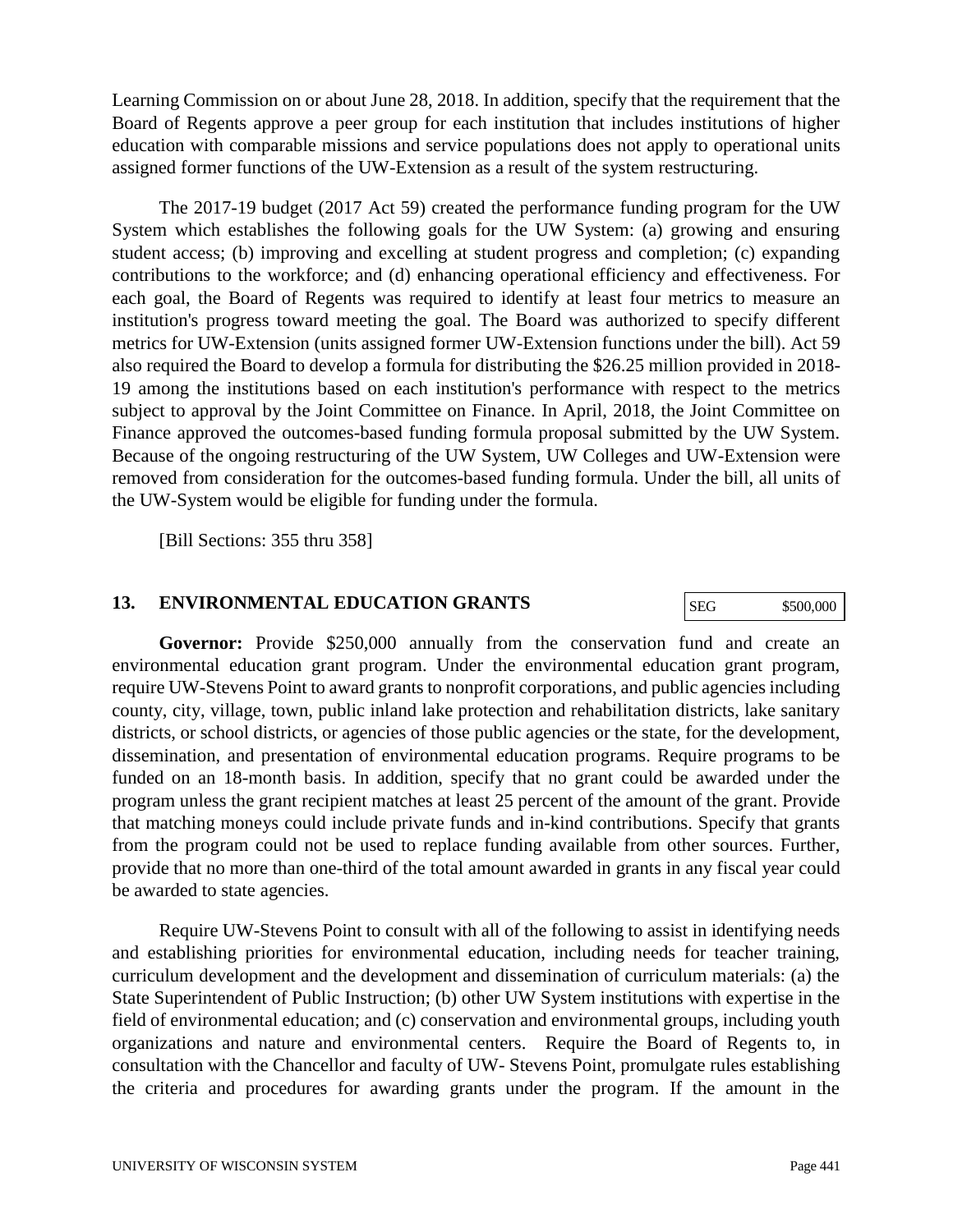Learning Commission on or about June 28, 2018. In addition, specify that the requirement that the Board of Regents approve a peer group for each institution that includes institutions of higher education with comparable missions and service populations does not apply to operational units assigned former functions of the UW-Extension as a result of the system restructuring.

The 2017-19 budget (2017 Act 59) created the performance funding program for the UW System which establishes the following goals for the UW System: (a) growing and ensuring student access; (b) improving and excelling at student progress and completion; (c) expanding contributions to the workforce; and (d) enhancing operational efficiency and effectiveness. For each goal, the Board of Regents was required to identify at least four metrics to measure an institution's progress toward meeting the goal. The Board was authorized to specify different metrics for UW-Extension (units assigned former UW-Extension functions under the bill). Act 59 also required the Board to develop a formula for distributing the $26.25 million provided in 2018-19 among the institutions based on each institution's performance with respect to the metrics subject to approval by the Joint Committee on Finance. In April, 2018, the Joint Committee on Finance approved the outcomes-based funding formula proposal submitted by the UW System. Because of the ongoing restructuring of the UW System, UW Colleges and UW-Extension were removed from consideration for the outcomes-based funding formula. Under the bill, all units of the UW-System would be eligible for funding under the formula.

[Bill Sections: 355 thru 358]

## 13. ENVIRONMENTAL EDUCATION GRANTS

| SEG | $500,000 |
|---|---|

**Governor:** Provide $250,000 annually from the conservation fund and create an environmental education grant program. Under the environmental education grant program, require UW-Stevens Point to award grants to nonprofit corporations, and public agencies including county, city, village, town, public inland lake protection and rehabilitation districts, lake sanitary districts, or school districts, or agencies of those public agencies or the state, for the development, dissemination, and presentation of environmental education programs. Require programs to be funded on an 18-month basis. In addition, specify that no grant could be awarded under the program unless the grant recipient matches at least 25 percent of the amount of the grant. Provide that matching moneys could include private funds and in-kind contributions. Specify that grants from the program could not be used to replace funding available from other sources. Further, provide that no more than one-third of the total amount awarded in grants in any fiscal year could be awarded to state agencies.

Require UW-Stevens Point to consult with all of the following to assist in identifying needs and establishing priorities for environmental education, including needs for teacher training, curriculum development and the development and dissemination of curriculum materials: (a) the State Superintendent of Public Instruction; (b) other UW System institutions with expertise in the field of environmental education; and (c) conservation and environmental groups, including youth organizations and nature and environmental centers. Require the Board of Regents to, in consultation with the Chancellor and faculty of UW- Stevens Point, promulgate rules establishing the criteria and procedures for awarding grants under the program. If the amount in the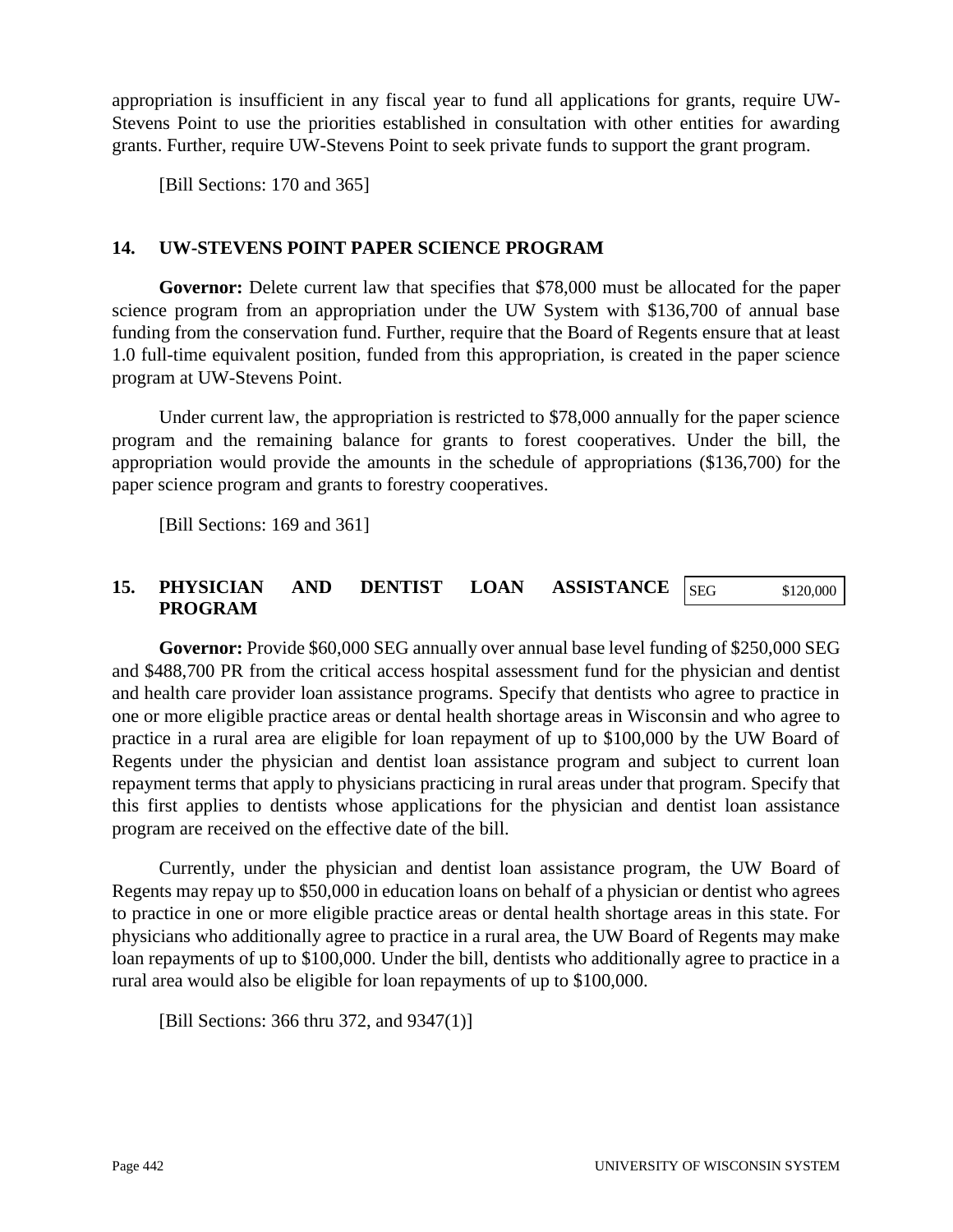appropriation is insufficient in any fiscal year to fund all applications for grants, require UW-Stevens Point to use the priorities established in consultation with other entities for awarding grants. Further, require UW-Stevens Point to seek private funds to support the grant program.

[Bill Sections: 170 and 365]

## 14. UW-STEVENS POINT PAPER SCIENCE PROGRAM

**Governor:** Delete current law that specifies that $78,000 must be allocated for the paper science program from an appropriation under the UW System with $136,700 of annual base funding from the conservation fund. Further, require that the Board of Regents ensure that at least 1.0 full-time equivalent position, funded from this appropriation, is created in the paper science program at UW-Stevens Point.

Under current law, the appropriation is restricted to $78,000 annually for the paper science program and the remaining balance for grants to forest cooperatives. Under the bill, the appropriation would provide the amounts in the schedule of appropriations ($136,700) for the paper science program and grants to forestry cooperatives.

[Bill Sections: 169 and 361]

## 15. PHYSICIAN AND DENTIST LOAN ASSISTANCE PROGRAM

| SEG | $120,000 |
|---|---|

**Governor:** Provide $60,000 SEG annually over annual base level funding of $250,000 SEG and $488,700 PR from the critical access hospital assessment fund for the physician and dentist and health care provider loan assistance programs. Specify that dentists who agree to practice in one or more eligible practice areas or dental health shortage areas in Wisconsin and who agree to practice in a rural area are eligible for loan repayment of up to $100,000 by the UW Board of Regents under the physician and dentist loan assistance program and subject to current loan repayment terms that apply to physicians practicing in rural areas under that program. Specify that this first applies to dentists whose applications for the physician and dentist loan assistance program are received on the effective date of the bill.

Currently, under the physician and dentist loan assistance program, the UW Board of Regents may repay up to $50,000 in education loans on behalf of a physician or dentist who agrees to practice in one or more eligible practice areas or dental health shortage areas in this state. For physicians who additionally agree to practice in a rural area, the UW Board of Regents may make loan repayments of up to $100,000. Under the bill, dentists who additionally agree to practice in a rural area would also be eligible for loan repayments of up to $100,000.

[Bill Sections: 366 thru 372, and 9347(1)]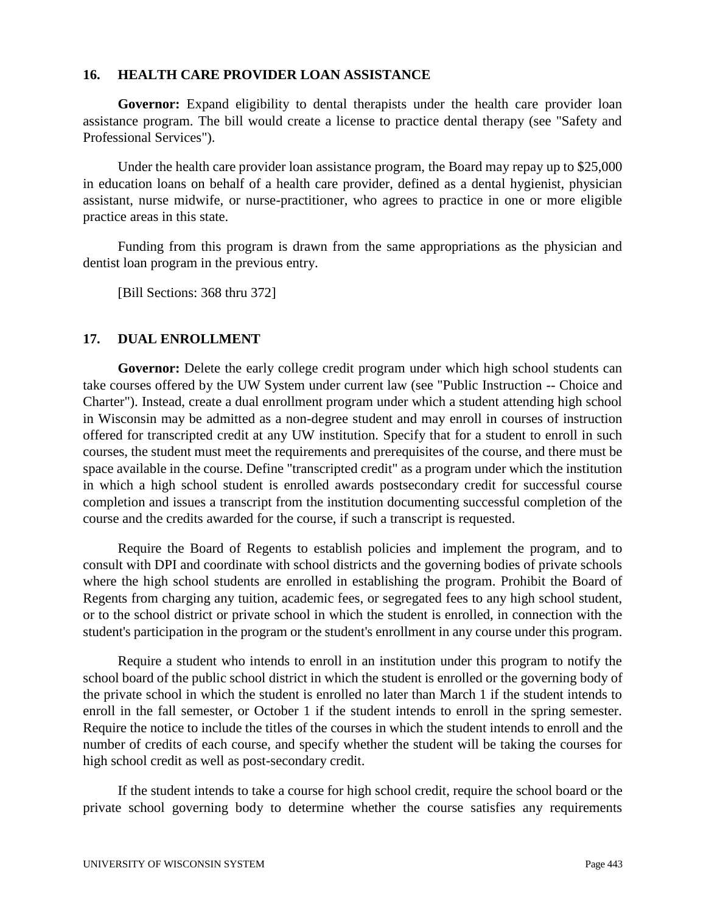## 16. HEALTH CARE PROVIDER LOAN ASSISTANCE

**Governor:** Expand eligibility to dental therapists under the health care provider loan assistance program. The bill would create a license to practice dental therapy (see "Safety and Professional Services").

Under the health care provider loan assistance program, the Board may repay up to $25,000 in education loans on behalf of a health care provider, defined as a dental hygienist, physician assistant, nurse midwife, or nurse-practitioner, who agrees to practice in one or more eligible practice areas in this state.

Funding from this program is drawn from the same appropriations as the physician and dentist loan program in the previous entry.

[Bill Sections: 368 thru 372]

## 17. DUAL ENROLLMENT

**Governor:** Delete the early college credit program under which high school students can take courses offered by the UW System under current law (see "Public Instruction -- Choice and Charter"). Instead, create a dual enrollment program under which a student attending high school in Wisconsin may be admitted as a non-degree student and may enroll in courses of instruction offered for transcripted credit at any UW institution. Specify that for a student to enroll in such courses, the student must meet the requirements and prerequisites of the course, and there must be space available in the course. Define "transcripted credit" as a program under which the institution in which a high school student is enrolled awards postsecondary credit for successful course completion and issues a transcript from the institution documenting successful completion of the course and the credits awarded for the course, if such a transcript is requested.

Require the Board of Regents to establish policies and implement the program, and to consult with DPI and coordinate with school districts and the governing bodies of private schools where the high school students are enrolled in establishing the program. Prohibit the Board of Regents from charging any tuition, academic fees, or segregated fees to any high school student, or to the school district or private school in which the student is enrolled, in connection with the student's participation in the program or the student's enrollment in any course under this program.

Require a student who intends to enroll in an institution under this program to notify the school board of the public school district in which the student is enrolled or the governing body of the private school in which the student is enrolled no later than March 1 if the student intends to enroll in the fall semester, or October 1 if the student intends to enroll in the spring semester. Require the notice to include the titles of the courses in which the student intends to enroll and the number of credits of each course, and specify whether the student will be taking the courses for high school credit as well as post-secondary credit.

If the student intends to take a course for high school credit, require the school board or the private school governing body to determine whether the course satisfies any requirements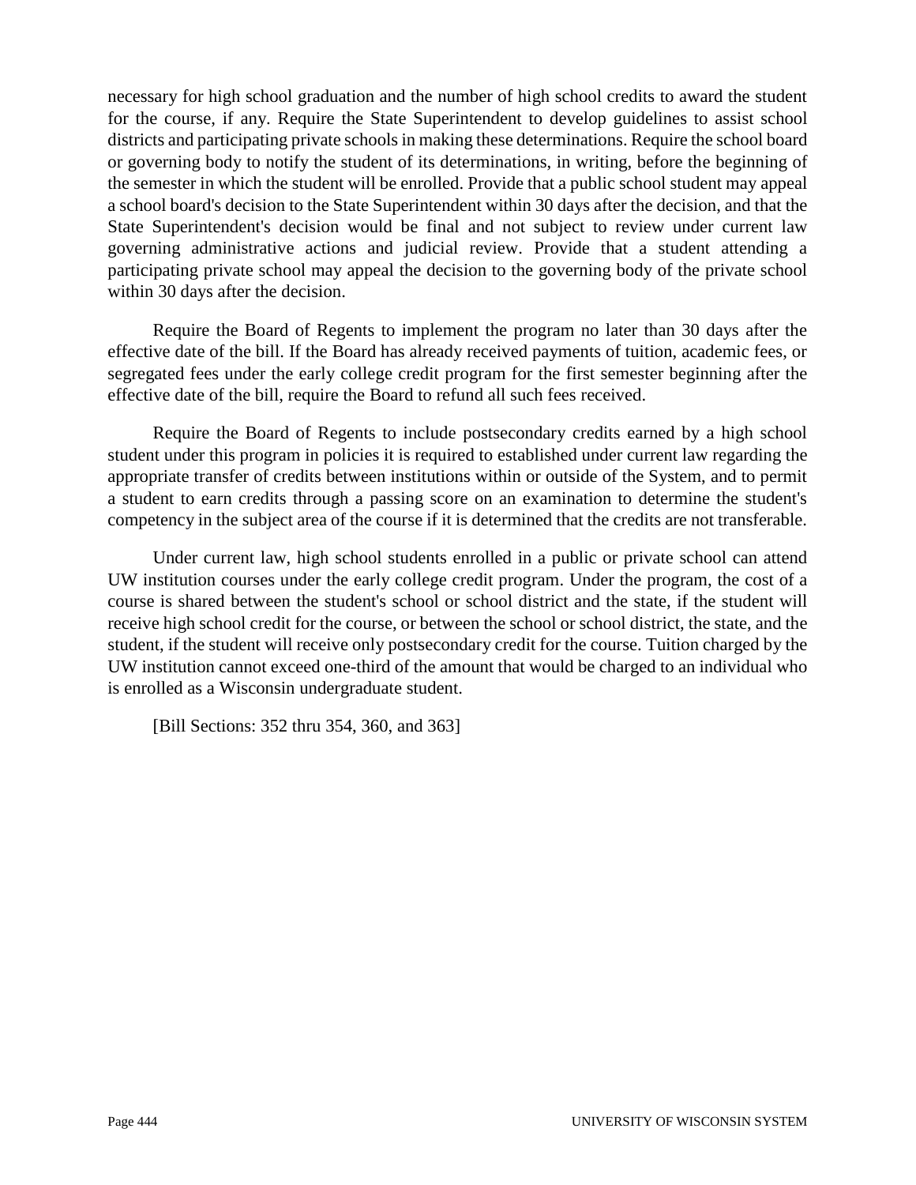necessary for high school graduation and the number of high school credits to award the student for the course, if any. Require the State Superintendent to develop guidelines to assist school districts and participating private schools in making these determinations. Require the school board or governing body to notify the student of its determinations, in writing, before the beginning of the semester in which the student will be enrolled. Provide that a public school student may appeal a school board's decision to the State Superintendent within 30 days after the decision, and that the State Superintendent's decision would be final and not subject to review under current law governing administrative actions and judicial review. Provide that a student attending a participating private school may appeal the decision to the governing body of the private school within 30 days after the decision.

Require the Board of Regents to implement the program no later than 30 days after the effective date of the bill. If the Board has already received payments of tuition, academic fees, or segregated fees under the early college credit program for the first semester beginning after the effective date of the bill, require the Board to refund all such fees received.

Require the Board of Regents to include postsecondary credits earned by a high school student under this program in policies it is required to established under current law regarding the appropriate transfer of credits between institutions within or outside of the System, and to permit a student to earn credits through a passing score on an examination to determine the student's competency in the subject area of the course if it is determined that the credits are not transferable.

Under current law, high school students enrolled in a public or private school can attend UW institution courses under the early college credit program. Under the program, the cost of a course is shared between the student's school or school district and the state, if the student will receive high school credit for the course, or between the school or school district, the state, and the student, if the student will receive only postsecondary credit for the course. Tuition charged by the UW institution cannot exceed one-third of the amount that would be charged to an individual who is enrolled as a Wisconsin undergraduate student.

[Bill Sections: 352 thru 354, 360, and 363]